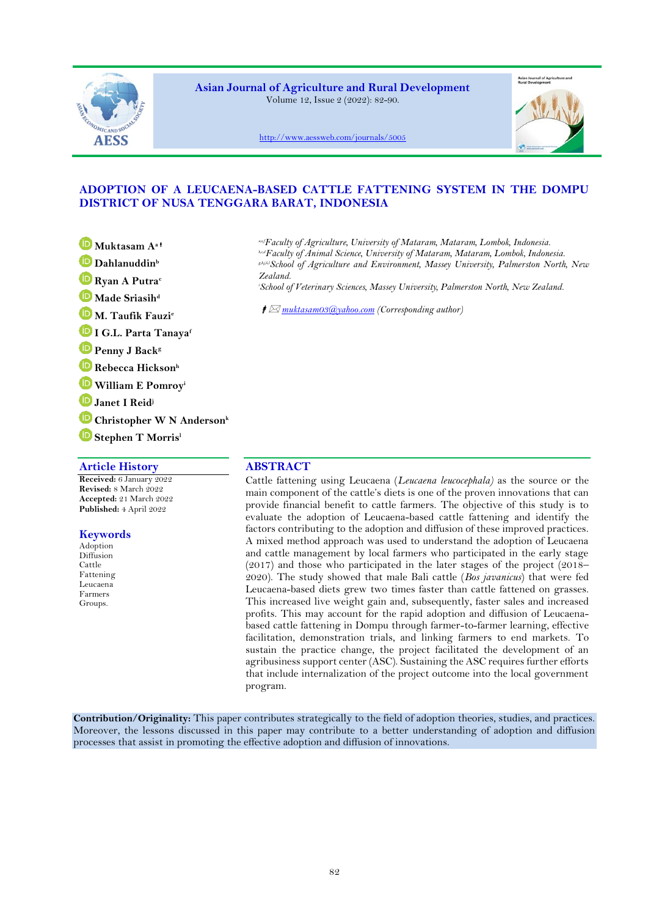# ADOPTION OF A LEUCAENA-BASED CATTLE FATTENING SYSTEM IN THE DOMPU DISTRICT OF NUSA TENGGARA BARAT, INDONESIA

Muktasam A[a] †
Dahlanuddin[b]
Ryan A Putra[c]
Made Sriasih[d]
M. Taufik Fauzi[e]
I G.L. Parta Tanaya[f]
Penny J Back[g]
Rebecca Hickson[h]
William E Pomroy[i]
Janet I Reid[j]
Christopher W N Anderson[k]
Stephen T Morris[l]

[a,e,f]*Faculty of Agriculture, University of Mataram, Mataram, Lombok, Indonesia.*
[b,c,d]*Faculty of Animal Science, University of Mataram, Mataram, Lombok, Indonesia.*
[g,h,j,k,l]*School of Agriculture and Environment, Massey University, Palmerston North, New Zealand.*
[i]*School of Veterinary Sciences, Massey University, Palmerston North, New Zealand.*

† muktasam03@yahoo.com *(Corresponding author)*

## Article History

**Received:** 6 January 2022
**Revised:** 8 March 2022
**Accepted:** 21 March 2022
**Published:** 4 April 2022

## Keywords

Adoption
Diffusion
Cattle
Fattening
Leucaena
Farmers
Groups.

## ABSTRACT

Cattle fattening using Leucaena (*Leucaena leucocephala*) as the source or the main component of the cattle's diets is one of the proven innovations that can provide financial benefit to cattle farmers. The objective of this study is to evaluate the adoption of Leucaena-based cattle fattening and identify the factors contributing to the adoption and diffusion of these improved practices. A mixed method approach was used to understand the adoption of Leucaena and cattle management by local farmers who participated in the early stage (2017) and those who participated in the later stages of the project (2018–2020). The study showed that male Bali cattle (*Bos javanicus*) that were fed Leucaena-based diets grew two times faster than cattle fattened on grasses. This increased live weight gain and, subsequently, faster sales and increased profits. This may account for the rapid adoption and diffusion of Leucaena-based cattle fattening in Dompu through farmer-to-farmer learning, effective facilitation, demonstration trials, and linking farmers to end markets. To sustain the practice change, the project facilitated the development of an agribusiness support center (ASC). Sustaining the ASC requires further efforts that include internalization of the project outcome into the local government program.

**Contribution/Originality:** This paper contributes strategically to the field of adoption theories, studies, and practices. Moreover, the lessons discussed in this paper may contribute to a better understanding of adoption and diffusion processes that assist in promoting the effective adoption and diffusion of innovations.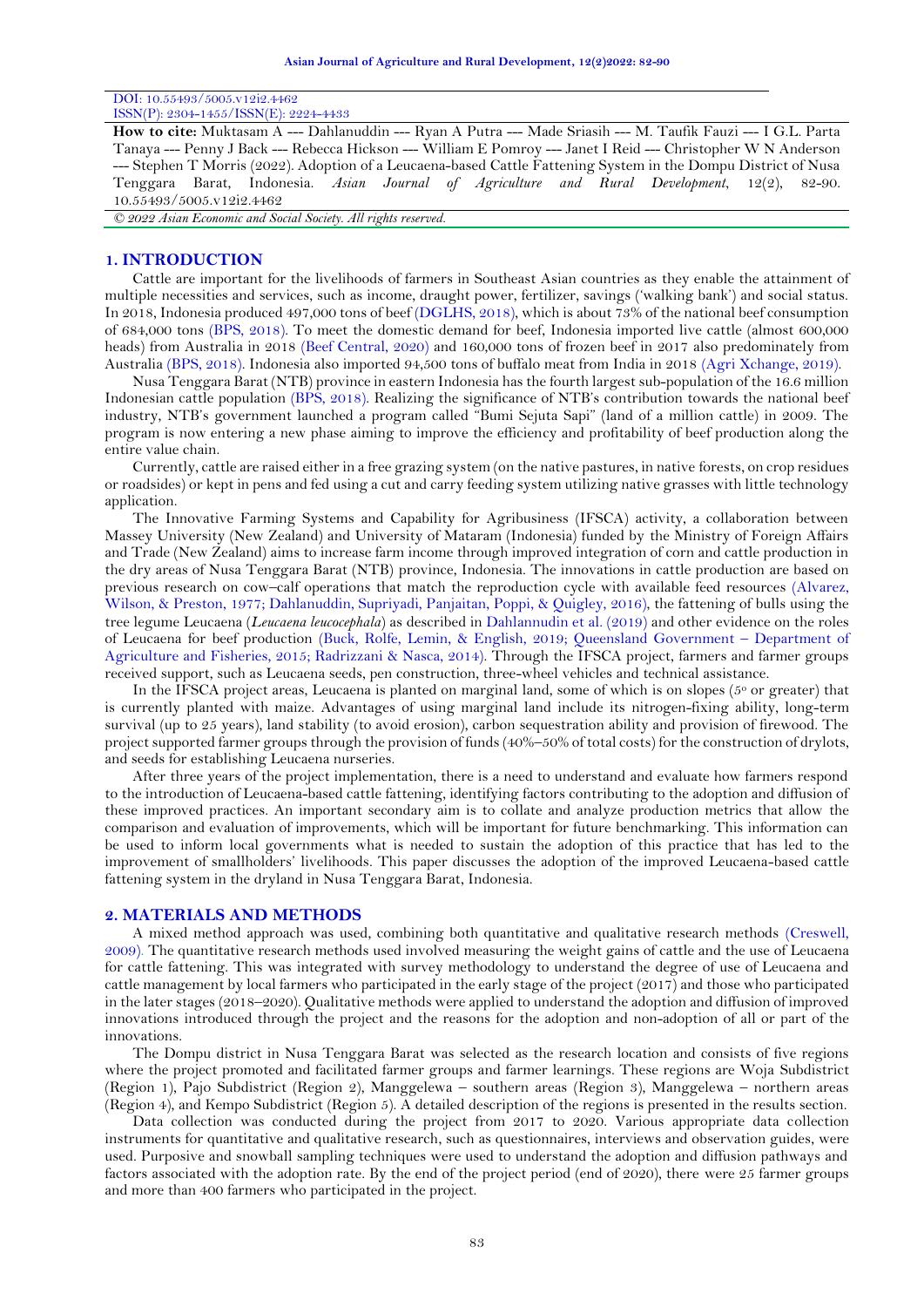DOI: 10.55493/5005.v12i2.4462
ISSN(P): 2304-1455/ISSN(E): 2224-4433

**How to cite:** Muktasam A --- Dahlanuddin --- Ryan A Putra --- Made Sriasih --- M. Taufik Fauzi --- I G.L. Parta Tanaya --- Penny J Back --- Rebecca Hickson --- William E Pomroy --- Janet I Reid --- Christopher W N Anderson --- Stephen T Morris (2022). Adoption of a Leucaena-based Cattle Fattening System in the Dompu District of Nusa Tenggara Barat, Indonesia. *Asian Journal of Agriculture and Rural Development*, 12(2), 82-90. 10.55493/5005.v12i2.4462

*© 2022 Asian Economic and Social Society. All rights reserved.*

## 1. INTRODUCTION

Cattle are important for the livelihoods of farmers in Southeast Asian countries as they enable the attainment of multiple necessities and services, such as income, draught power, fertilizer, savings ('walking bank') and social status. In 2018, Indonesia produced 497,000 tons of beef (DGLHS, 2018), which is about 73% of the national beef consumption of 684,000 tons (BPS, 2018). To meet the domestic demand for beef, Indonesia imported live cattle (almost 600,000 heads) from Australia in 2018 (Beef Central, 2020) and 160,000 tons of frozen beef in 2017 also predominately from Australia (BPS, 2018). Indonesia also imported 94,500 tons of buffalo meat from India in 2018 (Agri Xchange, 2019).

Nusa Tenggara Barat (NTB) province in eastern Indonesia has the fourth largest sub-population of the 16.6 million Indonesian cattle population (BPS, 2018). Realizing the significance of NTB's contribution towards the national beef industry, NTB's government launched a program called "Bumi Sejuta Sapi" (land of a million cattle) in 2009. The program is now entering a new phase aiming to improve the efficiency and profitability of beef production along the entire value chain.

Currently, cattle are raised either in a free grazing system (on the native pastures, in native forests, on crop residues or roadsides) or kept in pens and fed using a cut and carry feeding system utilizing native grasses with little technology application.

The Innovative Farming Systems and Capability for Agribusiness (IFSCA) activity, a collaboration between Massey University (New Zealand) and University of Mataram (Indonesia) funded by the Ministry of Foreign Affairs and Trade (New Zealand) aims to increase farm income through improved integration of corn and cattle production in the dry areas of Nusa Tenggara Barat (NTB) province, Indonesia. The innovations in cattle production are based on previous research on cow–calf operations that match the reproduction cycle with available feed resources (Alvarez, Wilson, & Preston, 1977; Dahlanuddin, Supriyadi, Panjaitan, Poppi, & Quigley, 2016), the fattening of bulls using the tree legume Leucaena (*Leucaena leucocephala*) as described in Dahlannudin et al. (2019) and other evidence on the roles of Leucaena for beef production (Buck, Rolfe, Lemin, & English, 2019; Queensland Government – Department of Agriculture and Fisheries, 2015; Radrizzani & Nasca, 2014). Through the IFSCA project, farmers and farmer groups received support, such as Leucaena seeds, pen construction, three-wheel vehicles and technical assistance.

In the IFSCA project areas, Leucaena is planted on marginal land, some of which is on slopes (5º or greater) that is currently planted with maize. Advantages of using marginal land include its nitrogen-fixing ability, long-term survival (up to 25 years), land stability (to avoid erosion), carbon sequestration ability and provision of firewood. The project supported farmer groups through the provision of funds (40%–50% of total costs) for the construction of drylots, and seeds for establishing Leucaena nurseries.

After three years of the project implementation, there is a need to understand and evaluate how farmers respond to the introduction of Leucaena-based cattle fattening, identifying factors contributing to the adoption and diffusion of these improved practices. An important secondary aim is to collate and analyze production metrics that allow the comparison and evaluation of improvements, which will be important for future benchmarking. This information can be used to inform local governments what is needed to sustain the adoption of this practice that has led to the improvement of smallholders' livelihoods. This paper discusses the adoption of the improved Leucaena-based cattle fattening system in the dryland in Nusa Tenggara Barat, Indonesia.

## 2. MATERIALS AND METHODS

A mixed method approach was used, combining both quantitative and qualitative research methods (Creswell, 2009). The quantitative research methods used involved measuring the weight gains of cattle and the use of Leucaena for cattle fattening. This was integrated with survey methodology to understand the degree of use of Leucaena and cattle management by local farmers who participated in the early stage of the project (2017) and those who participated in the later stages (2018–2020). Qualitative methods were applied to understand the adoption and diffusion of improved innovations introduced through the project and the reasons for the adoption and non-adoption of all or part of the innovations.

The Dompu district in Nusa Tenggara Barat was selected as the research location and consists of five regions where the project promoted and facilitated farmer groups and farmer learnings. These regions are Woja Subdistrict (Region 1), Pajo Subdistrict (Region 2), Manggelewa – southern areas (Region 3), Manggelewa – northern areas (Region 4), and Kempo Subdistrict (Region 5). A detailed description of the regions is presented in the results section.

Data collection was conducted during the project from 2017 to 2020. Various appropriate data collection instruments for quantitative and qualitative research, such as questionnaires, interviews and observation guides, were used. Purposive and snowball sampling techniques were used to understand the adoption and diffusion pathways and factors associated with the adoption rate. By the end of the project period (end of 2020), there were 25 farmer groups and more than 400 farmers who participated in the project.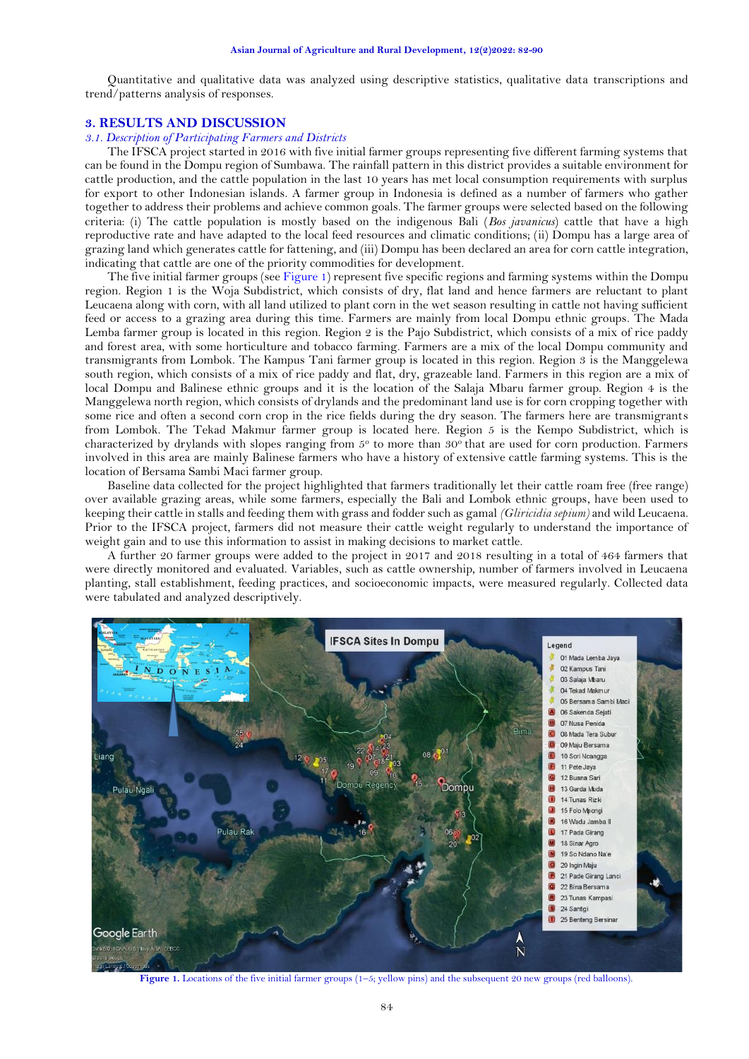Quantitative and qualitative data was analyzed using descriptive statistics, qualitative data transcriptions and trend/patterns analysis of responses.

## 3. RESULTS AND DISCUSSION

### *3.1. Description of Participating Farmers and Districts*

The IFSCA project started in 2016 with five initial farmer groups representing five different farming systems that can be found in the Dompu region of Sumbawa. The rainfall pattern in this district provides a suitable environment for cattle production, and the cattle population in the last 10 years has met local consumption requirements with surplus for export to other Indonesian islands. A farmer group in Indonesia is defined as a number of farmers who gather together to address their problems and achieve common goals. The farmer groups were selected based on the following criteria: (i) The cattle population is mostly based on the indigenous Bali (*Bos javanicus*) cattle that have a high reproductive rate and have adapted to the local feed resources and climatic conditions; (ii) Dompu has a large area of grazing land which generates cattle for fattening, and (iii) Dompu has been declared an area for corn cattle integration, indicating that cattle are one of the priority commodities for development.

The five initial farmer groups (see Figure 1) represent five specific regions and farming systems within the Dompu region. Region 1 is the Woja Subdistrict, which consists of dry, flat land and hence farmers are reluctant to plant Leucaena along with corn, with all land utilized to plant corn in the wet season resulting in cattle not having sufficient feed or access to a grazing area during this time. Farmers are mainly from local Dompu ethnic groups. The Mada Lemba farmer group is located in this region. Region 2 is the Pajo Subdistrict, which consists of a mix of rice paddy and forest area, with some horticulture and tobacco farming. Farmers are a mix of the local Dompu community and transmigrants from Lombok. The Kampus Tani farmer group is located in this region. Region 3 is the Manggelewa south region, which consists of a mix of rice paddy and flat, dry, grazeable land. Farmers in this region are a mix of local Dompu and Balinese ethnic groups and it is the location of the Salaja Mbaru farmer group. Region 4 is the Manggelewa north region, which consists of drylands and the predominant land use is for corn cropping together with some rice and often a second corn crop in the rice fields during the dry season. The farmers here are transmigrants from Lombok. The Tekad Makmur farmer group is located here. Region 5 is the Kempo Subdistrict, which is characterized by drylands with slopes ranging from 5° to more than 30° that are used for corn production. Farmers involved in this area are mainly Balinese farmers who have a history of extensive cattle farming systems. This is the location of Bersama Sambi Maci farmer group.

Baseline data collected for the project highlighted that farmers traditionally let their cattle roam free (free range) over available grazing areas, while some farmers, especially the Bali and Lombok ethnic groups, have been used to keeping their cattle in stalls and feeding them with grass and fodder such as gamal *(Gliricidia sepium)* and wild Leucaena. Prior to the IFSCA project, farmers did not measure their cattle weight regularly to understand the importance of weight gain and to use this information to assist in making decisions to market cattle.

A further 20 farmer groups were added to the project in 2017 and 2018 resulting in a total of 464 farmers that were directly monitored and evaluated. Variables, such as cattle ownership, number of farmers involved in Leucaena planting, stall establishment, feeding practices, and socioeconomic impacts, were measured regularly. Collected data were tabulated and analyzed descriptively.

**Figure 1.** Locations of the five initial farmer groups (1–5; yellow pins) and the subsequent 20 new groups (red balloons).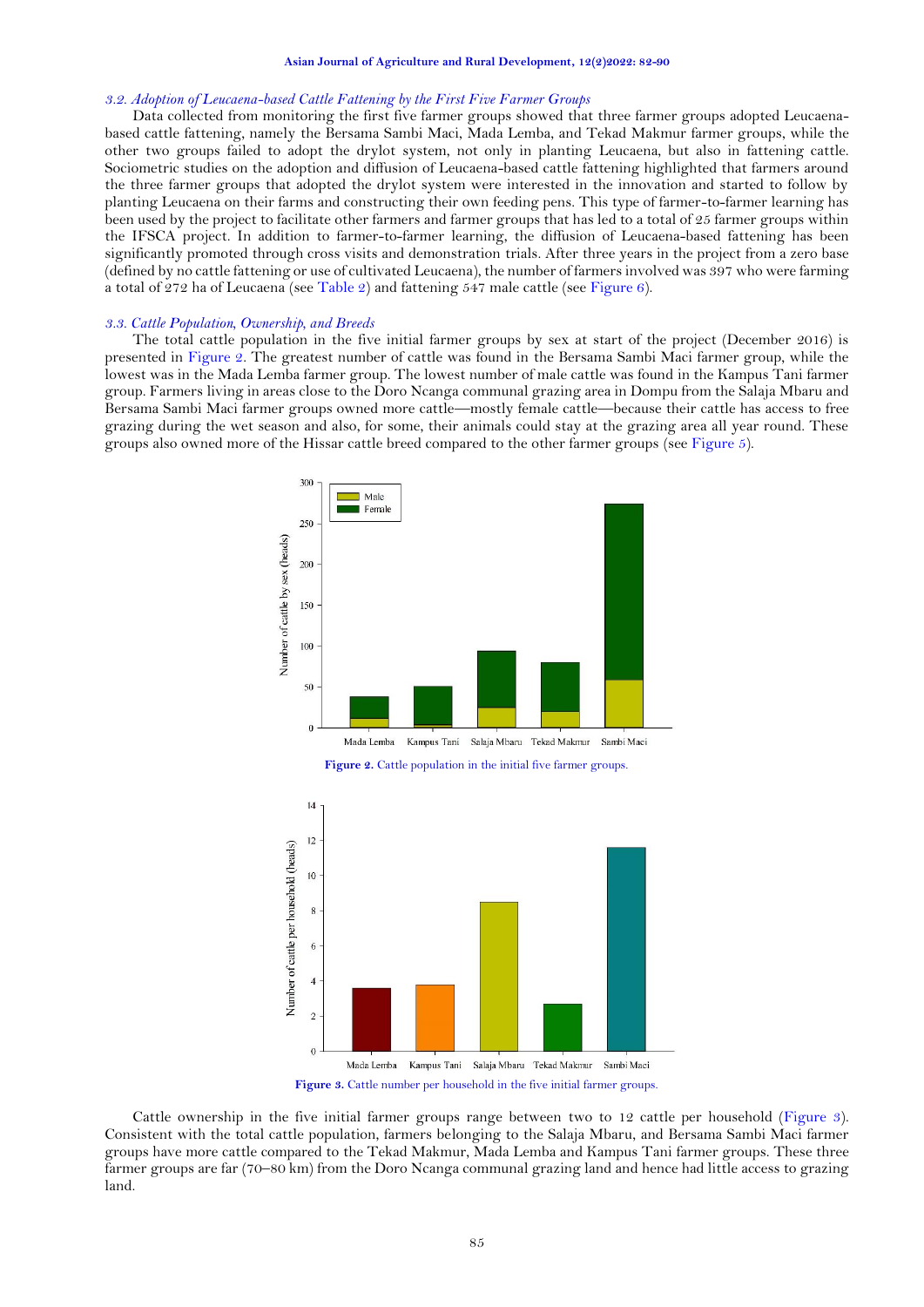### *3.2. Adoption of Leucaena-based Cattle Fattening by the First Five Farmer Groups*

Data collected from monitoring the first five farmer groups showed that three farmer groups adopted Leucaena-based cattle fattening, namely the Bersama Sambi Maci, Mada Lemba, and Tekad Makmur farmer groups, while the other two groups failed to adopt the drylot system, not only in planting Leucaena, but also in fattening cattle. Sociometric studies on the adoption and diffusion of Leucaena-based cattle fattening highlighted that farmers around the three farmer groups that adopted the drylot system were interested in the innovation and started to follow by planting Leucaena on their farms and constructing their own feeding pens. This type of farmer-to-farmer learning has been used by the project to facilitate other farmers and farmer groups that has led to a total of 25 farmer groups within the IFSCA project. In addition to farmer-to-farmer learning, the diffusion of Leucaena-based fattening has been significantly promoted through cross visits and demonstration trials. After three years in the project from a zero base (defined by no cattle fattening or use of cultivated Leucaena), the number of farmers involved was 397 who were farming a total of 272 ha of Leucaena (see Table 2) and fattening 547 male cattle (see Figure 6).

### *3.3. Cattle Population, Ownership, and Breeds*

The total cattle population in the five initial farmer groups by sex at start of the project (December 2016) is presented in Figure 2. The greatest number of cattle was found in the Bersama Sambi Maci farmer group, while the lowest was in the Mada Lemba farmer group. The lowest number of male cattle was found in the Kampus Tani farmer group. Farmers living in areas close to the Doro Ncanga communal grazing area in Dompu from the Salaja Mbaru and Bersama Sambi Maci farmer groups owned more cattle—mostly female cattle—because their cattle has access to free grazing during the wet season and also, for some, their animals could stay at the grazing area all year round. These groups also owned more of the Hissar cattle breed compared to the other farmer groups (see Figure 5).

**Figure 2.** Cattle population in the initial five farmer groups.

**Figure 3.** Cattle number per household in the five initial farmer groups.

Cattle ownership in the five initial farmer groups range between two to 12 cattle per household (Figure 3). Consistent with the total cattle population, farmers belonging to the Salaja Mbaru, and Bersama Sambi Maci farmer groups have more cattle compared to the Tekad Makmur, Mada Lemba and Kampus Tani farmer groups. These three farmer groups are far (70–80 km) from the Doro Ncanga communal grazing land and hence had little access to grazing land.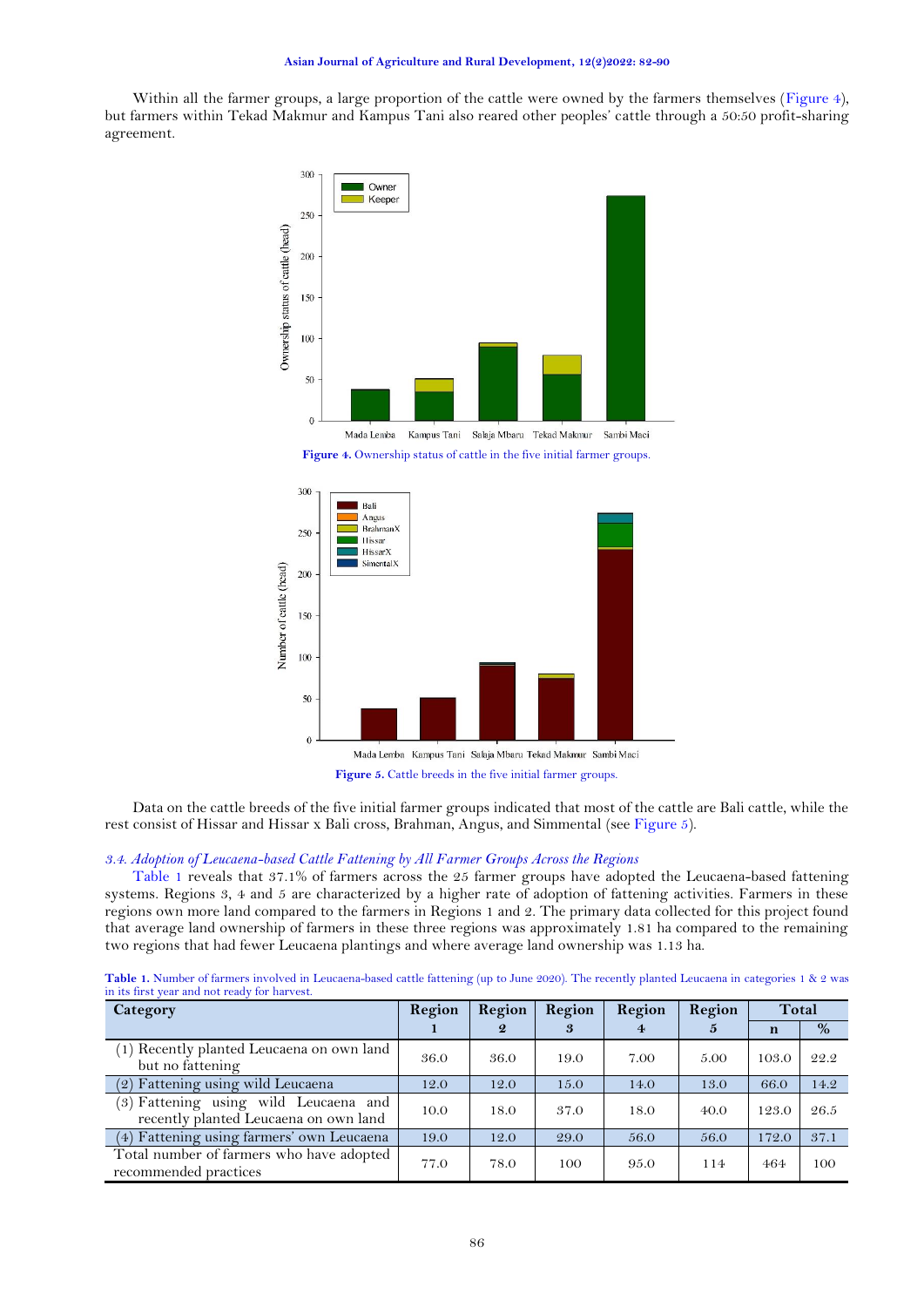Within all the farmer groups, a large proportion of the cattle were owned by the farmers themselves (Figure 4), but farmers within Tekad Makmur and Kampus Tani also reared other peoples' cattle through a 50:50 profit-sharing agreement.

**Figure 4.** Ownership status of cattle in the five initial farmer groups.

**Figure 5.** Cattle breeds in the five initial farmer groups.

Data on the cattle breeds of the five initial farmer groups indicated that most of the cattle are Bali cattle, while the rest consist of Hissar and Hissar x Bali cross, Brahman, Angus, and Simmental (see Figure 5).

### *3.4. Adoption of Leucaena-based Cattle Fattening by All Farmer Groups Across the Regions*

Table 1 reveals that 37.1% of farmers across the 25 farmer groups have adopted the Leucaena-based fattening systems. Regions 3, 4 and 5 are characterized by a higher rate of adoption of fattening activities. Farmers in these regions own more land compared to the farmers in Regions 1 and 2. The primary data collected for this project found that average land ownership of farmers in these three regions was approximately 1.81 ha compared to the remaining two regions that had fewer Leucaena plantings and where average land ownership was 1.13 ha.

**Table 1.** Number of farmers involved in Leucaena-based cattle fattening (up to June 2020). The recently planted Leucaena in categories 1 & 2 was in its first year and not ready for harvest.

| Category | Region 1 | Region 2 | Region 3 | Region 4 | Region 5 | Total | |
|---|---|---|---|---|---|---|---|
| | | | | | | n | % |
| (1) Recently planted Leucaena on own land but no fattening | 36.0 | 36.0 | 19.0 | 7.00 | 5.00 | 103.0 | 22.2 |
| (2) Fattening using wild Leucaena | 12.0 | 12.0 | 15.0 | 14.0 | 13.0 | 66.0 | 14.2 |
| (3) Fattening using wild Leucaena and recently planted Leucaena on own land | 10.0 | 18.0 | 37.0 | 18.0 | 40.0 | 123.0 | 26.5 |
| (4) Fattening using farmers' own Leucaena | 19.0 | 12.0 | 29.0 | 56.0 | 56.0 | 172.0 | 37.1 |
| Total number of farmers who have adopted recommended practices | 77.0 | 78.0 | 100 | 95.0 | 114 | 464 | 100 |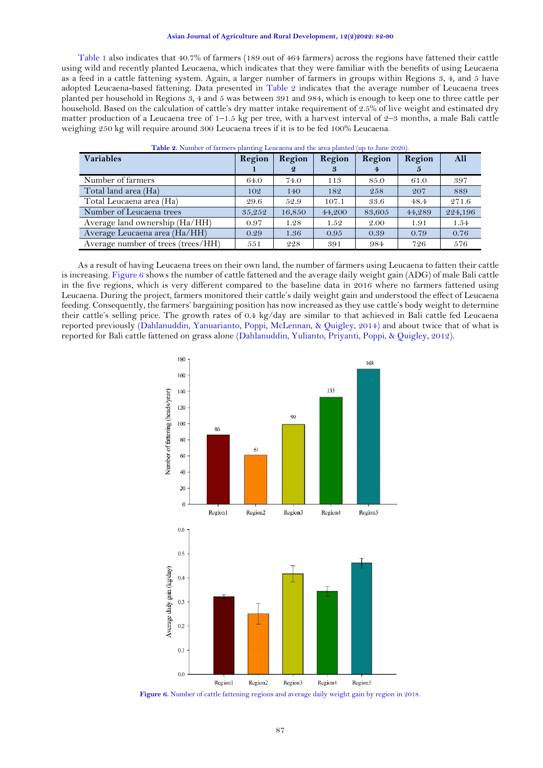Table 1 also indicates that 40.7% of farmers (189 out of 464 farmers) across the regions have fattened their cattle using wild and recently planted Leucaena, which indicates that they were familiar with the benefits of using Leucaena as a feed in a cattle fattening system. Again, a larger number of farmers in groups within Regions 3, 4, and 5 have adopted Leucaena-based fattening. Data presented in Table 2 indicates that the average number of Leucaena trees planted per household in Regions 3, 4 and 5 was between 391 and 984, which is enough to keep one to three cattle per household. Based on the calculation of cattle's dry matter intake requirement of 2.5% of live weight and estimated dry matter production of a Leucaena tree of 1–1.5 kg per tree, with a harvest interval of 2–3 months, a male Bali cattle weighing 250 kg will require around 300 Leucaena trees if it is to be fed 100% Leucaena.

**Table 2.** Number of farmers planting Leucaena and the area planted (up to June 2020).

| Variables | Region 1 | Region 2 | Region 3 | Region 4 | Region 5 | All |
|---|---|---|---|---|---|---|
| Number of farmers | 64.0 | 74.0 | 113 | 85.0 | 61.0 | 397 |
| Total land area (Ha) | 102 | 140 | 182 | 258 | 207 | 889 |
| Total Leucaena area (Ha) | 29.6 | 52.9 | 107.1 | 33.6 | 48.4 | 271.6 |
| Number of Leucaena trees | 35,252 | 16,850 | 44,200 | 83,605 | 44,289 | 224,196 |
| Average land ownership (Ha/HH) | 0.97 | 1.28 | 1.52 | 2.00 | 1.91 | 1.54 |
| Average Leucaena area (Ha/HH) | 0.29 | 1.36 | 0.95 | 0.39 | 0.79 | 0.76 |
| Average number of trees (trees/HH) | 551 | 228 | 391 | 984 | 726 | 576 |

As a result of having Leucaena trees on their own land, the number of farmers using Leucaena to fatten their cattle is increasing. Figure 6 shows the number of cattle fattened and the average daily weight gain (ADG) of male Bali cattle in the five regions, which is very different compared to the baseline data in 2016 where no farmers fattened using Leucaena. During the project, farmers monitored their cattle's daily weight gain and understood the effect of Leucaena feeding. Consequently, the farmers' bargaining position has now increased as they use cattle's body weight to determine their cattle's selling price. The growth rates of 0.4 kg/day are similar to that achieved in Bali cattle fed Leucaena reported previously (Dahlanuddin, Yanuarianto, Poppi, McLennan, & Quigley, 2014) and about twice that of what is reported for Bali cattle fattened on grass alone (Dahlanuddin, Yulianto, Priyanti, Poppi, & Quigley, 2012).

**Figure 6.** Number of cattle fattening regions and average daily weight gain by region in 2018.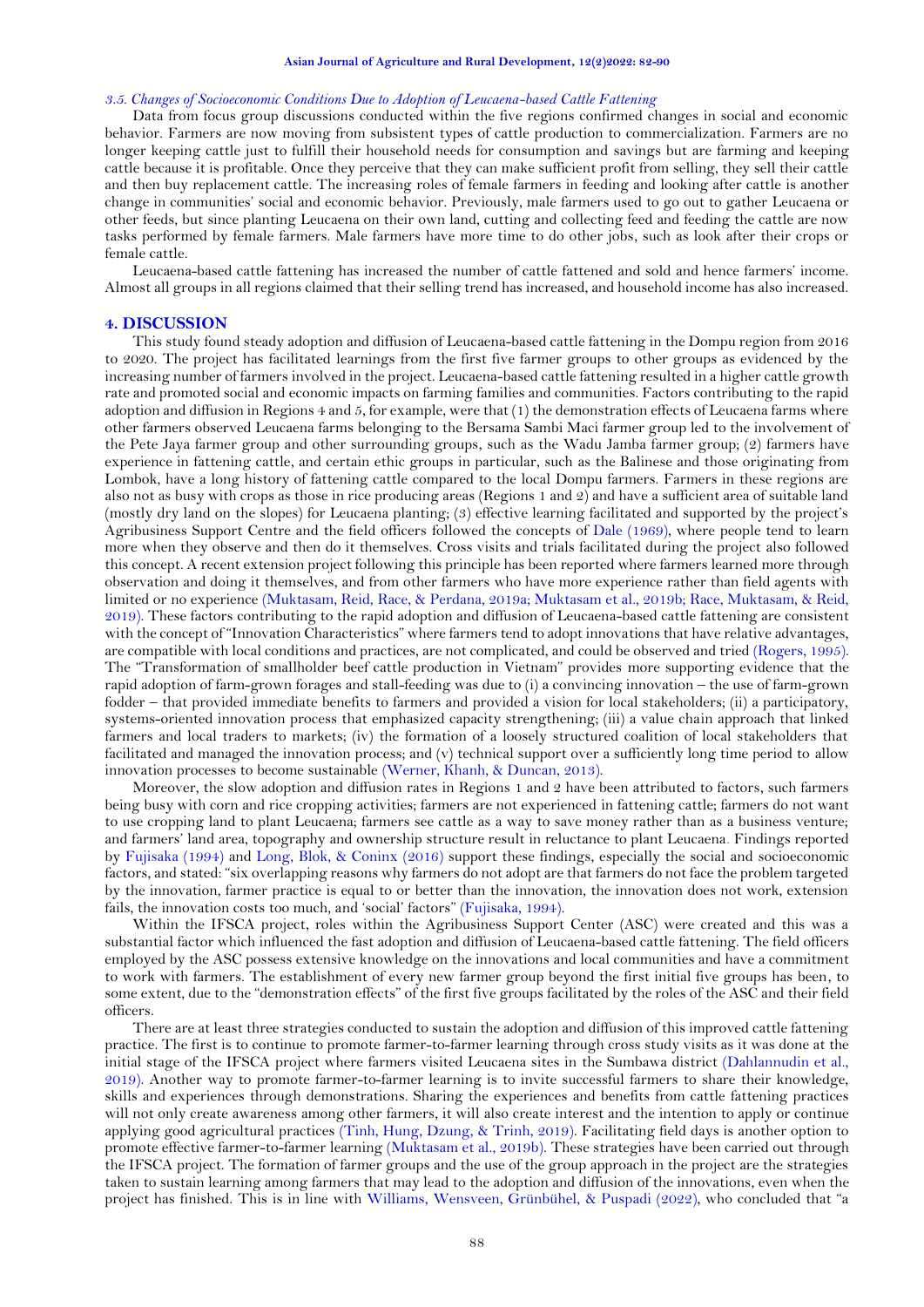### *3.5. Changes of Socioeconomic Conditions Due to Adoption of Leucaena-based Cattle Fattening*

Data from focus group discussions conducted within the five regions confirmed changes in social and economic behavior. Farmers are now moving from subsistent types of cattle production to commercialization. Farmers are no longer keeping cattle just to fulfill their household needs for consumption and savings but are farming and keeping cattle because it is profitable. Once they perceive that they can make sufficient profit from selling, they sell their cattle and then buy replacement cattle. The increasing roles of female farmers in feeding and looking after cattle is another change in communities' social and economic behavior. Previously, male farmers used to go out to gather Leucaena or other feeds, but since planting Leucaena on their own land, cutting and collecting feed and feeding the cattle are now tasks performed by female farmers. Male farmers have more time to do other jobs, such as look after their crops or female cattle.

Leucaena-based cattle fattening has increased the number of cattle fattened and sold and hence farmers' income. Almost all groups in all regions claimed that their selling trend has increased, and household income has also increased.

## 4. DISCUSSION

This study found steady adoption and diffusion of Leucaena-based cattle fattening in the Dompu region from 2016 to 2020. The project has facilitated learnings from the first five farmer groups to other groups as evidenced by the increasing number of farmers involved in the project. Leucaena-based cattle fattening resulted in a higher cattle growth rate and promoted social and economic impacts on farming families and communities. Factors contributing to the rapid adoption and diffusion in Regions 4 and 5, for example, were that (1) the demonstration effects of Leucaena farms where other farmers observed Leucaena farms belonging to the Bersama Sambi Maci farmer group led to the involvement of the Pete Jaya farmer group and other surrounding groups, such as the Wadu Jamba farmer group; (2) farmers have experience in fattening cattle, and certain ethic groups in particular, such as the Balinese and those originating from Lombok, have a long history of fattening cattle compared to the local Dompu farmers. Farmers in these regions are also not as busy with crops as those in rice producing areas (Regions 1 and 2) and have a sufficient area of suitable land (mostly dry land on the slopes) for Leucaena planting; (3) effective learning facilitated and supported by the project's Agribusiness Support Centre and the field officers followed the concepts of Dale (1969), where people tend to learn more when they observe and then do it themselves. Cross visits and trials facilitated during the project also followed this concept. A recent extension project following this principle has been reported where farmers learned more through observation and doing it themselves, and from other farmers who have more experience rather than field agents with limited or no experience (Muktasam, Reid, Race, & Perdana, 2019a; Muktasam et al., 2019b; Race, Muktasam, & Reid, 2019). These factors contributing to the rapid adoption and diffusion of Leucaena-based cattle fattening are consistent with the concept of "Innovation Characteristics" where farmers tend to adopt innovations that have relative advantages, are compatible with local conditions and practices, are not complicated, and could be observed and tried (Rogers, 1995). The "Transformation of smallholder beef cattle production in Vietnam" provides more supporting evidence that the rapid adoption of farm-grown forages and stall-feeding was due to (i) a convincing innovation – the use of farm-grown fodder – that provided immediate benefits to farmers and provided a vision for local stakeholders; (ii) a participatory, systems-oriented innovation process that emphasized capacity strengthening; (iii) a value chain approach that linked farmers and local traders to markets; (iv) the formation of a loosely structured coalition of local stakeholders that facilitated and managed the innovation process; and (v) technical support over a sufficiently long time period to allow innovation processes to become sustainable (Werner, Khanh, & Duncan, 2013).

Moreover, the slow adoption and diffusion rates in Regions 1 and 2 have been attributed to factors, such farmers being busy with corn and rice cropping activities; farmers are not experienced in fattening cattle; farmers do not want to use cropping land to plant Leucaena; farmers see cattle as a way to save money rather than as a business venture; and farmers' land area, topography and ownership structure result in reluctance to plant Leucaena. Findings reported by Fujisaka (1994) and Long, Blok, & Coninx (2016) support these findings, especially the social and socioeconomic factors, and stated: "six overlapping reasons why farmers do not adopt are that farmers do not face the problem targeted by the innovation, farmer practice is equal to or better than the innovation, the innovation does not work, extension fails, the innovation costs too much, and 'social' factors" (Fujisaka, 1994).

Within the IFSCA project, roles within the Agribusiness Support Center (ASC) were created and this was a substantial factor which influenced the fast adoption and diffusion of Leucaena-based cattle fattening. The field officers employed by the ASC possess extensive knowledge on the innovations and local communities and have a commitment to work with farmers. The establishment of every new farmer group beyond the first initial five groups has been, to some extent, due to the "demonstration effects" of the first five groups facilitated by the roles of the ASC and their field officers.

There are at least three strategies conducted to sustain the adoption and diffusion of this improved cattle fattening practice. The first is to continue to promote farmer-to-farmer learning through cross study visits as it was done at the initial stage of the IFSCA project where farmers visited Leucaena sites in the Sumbawa district (Dahlannudin et al., 2019). Another way to promote farmer-to-farmer learning is to invite successful farmers to share their knowledge, skills and experiences through demonstrations. Sharing the experiences and benefits from cattle fattening practices will not only create awareness among other farmers, it will also create interest and the intention to apply or continue applying good agricultural practices (Tinh, Hung, Dzung, & Trinh, 2019). Facilitating field days is another option to promote effective farmer-to-farmer learning (Muktasam et al., 2019b). These strategies have been carried out through the IFSCA project. The formation of farmer groups and the use of the group approach in the project are the strategies taken to sustain learning among farmers that may lead to the adoption and diffusion of the innovations, even when the project has finished. This is in line with Williams, Wensveen, Grünbühel, & Puspadi (2022), who concluded that "a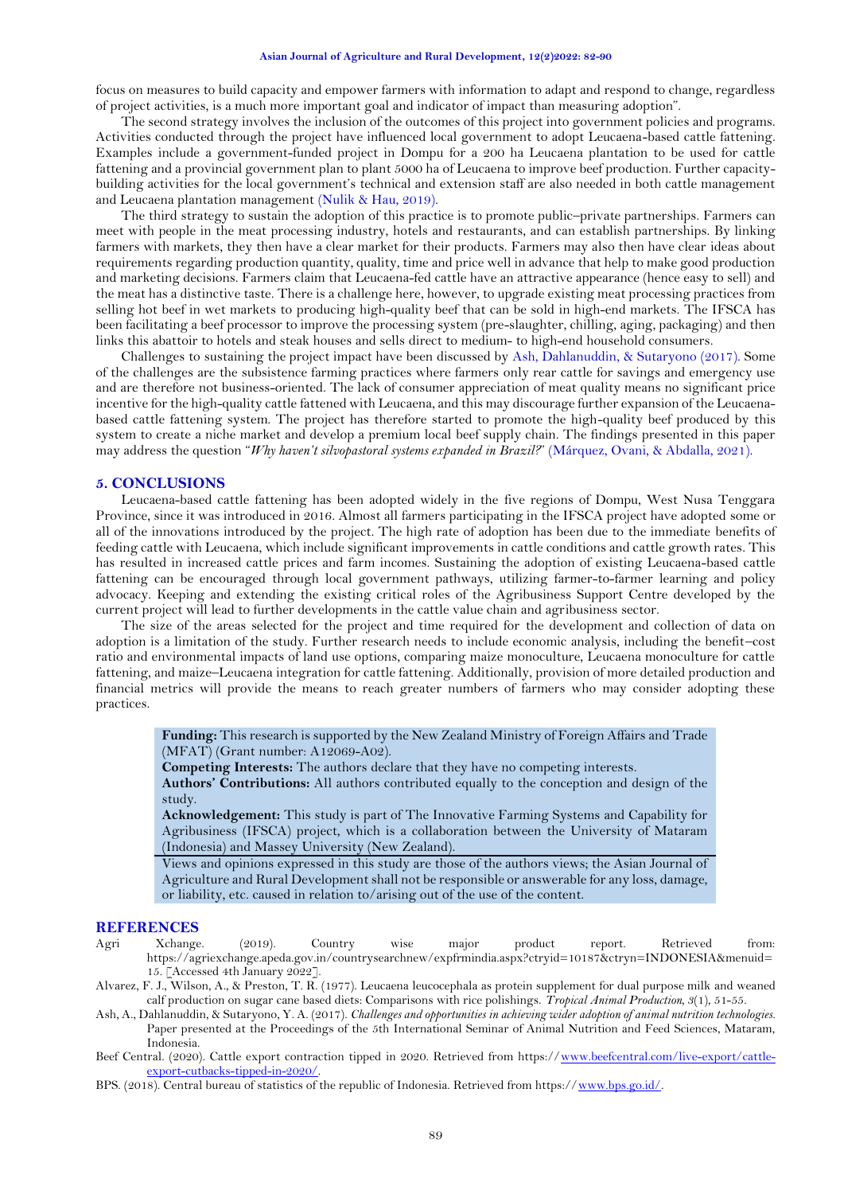focus on measures to build capacity and empower farmers with information to adapt and respond to change, regardless of project activities, is a much more important goal and indicator of impact than measuring adoption".

The second strategy involves the inclusion of the outcomes of this project into government policies and programs. Activities conducted through the project have influenced local government to adopt Leucaena-based cattle fattening. Examples include a government-funded project in Dompu for a 200 ha Leucaena plantation to be used for cattle fattening and a provincial government plan to plant 5000 ha of Leucaena to improve beef production. Further capacity-building activities for the local government's technical and extension staff are also needed in both cattle management and Leucaena plantation management (Nulik & Hau, 2019).

The third strategy to sustain the adoption of this practice is to promote public–private partnerships. Farmers can meet with people in the meat processing industry, hotels and restaurants, and can establish partnerships. By linking farmers with markets, they then have a clear market for their products. Farmers may also then have clear ideas about requirements regarding production quantity, quality, time and price well in advance that help to make good production and marketing decisions. Farmers claim that Leucaena-fed cattle have an attractive appearance (hence easy to sell) and the meat has a distinctive taste. There is a challenge here, however, to upgrade existing meat processing practices from selling hot beef in wet markets to producing high-quality beef that can be sold in high-end markets. The IFSCA has been facilitating a beef processor to improve the processing system (pre-slaughter, chilling, aging, packaging) and then links this abattoir to hotels and steak houses and sells direct to medium- to high-end household consumers.

Challenges to sustaining the project impact have been discussed by Ash, Dahlanuddin, & Sutaryono (2017). Some of the challenges are the subsistence farming practices where farmers only rear cattle for savings and emergency use and are therefore not business-oriented. The lack of consumer appreciation of meat quality means no significant price incentive for the high-quality cattle fattened with Leucaena, and this may discourage further expansion of the Leucaena-based cattle fattening system. The project has therefore started to promote the high-quality beef produced by this system to create a niche market and develop a premium local beef supply chain. The findings presented in this paper may address the question "*Why haven't silvopastoral systems expanded in Brazil?*" (Márquez, Ovani, & Abdalla, 2021).

## 5. CONCLUSIONS

Leucaena-based cattle fattening has been adopted widely in the five regions of Dompu, West Nusa Tenggara Province, since it was introduced in 2016. Almost all farmers participating in the IFSCA project have adopted some or all of the innovations introduced by the project. The high rate of adoption has been due to the immediate benefits of feeding cattle with Leucaena, which include significant improvements in cattle conditions and cattle growth rates. This has resulted in increased cattle prices and farm incomes. Sustaining the adoption of existing Leucaena-based cattle fattening can be encouraged through local government pathways, utilizing farmer-to-farmer learning and policy advocacy. Keeping and extending the existing critical roles of the Agribusiness Support Centre developed by the current project will lead to further developments in the cattle value chain and agribusiness sector.

The size of the areas selected for the project and time required for the development and collection of data on adoption is a limitation of the study. Further research needs to include economic analysis, including the benefit–cost ratio and environmental impacts of land use options, comparing maize monoculture, Leucaena monoculture for cattle fattening, and maize–Leucaena integration for cattle fattening. Additionally, provision of more detailed production and financial metrics will provide the means to reach greater numbers of farmers who may consider adopting these practices.

**Funding:** This research is supported by the New Zealand Ministry of Foreign Affairs and Trade (MFAT) (Grant number: A12069-A02).
**Competing Interests:** The authors declare that they have no competing interests.
**Authors' Contributions:** All authors contributed equally to the conception and design of the study.
**Acknowledgement:** This study is part of The Innovative Farming Systems and Capability for Agribusiness (IFSCA) project, which is a collaboration between the University of Mataram (Indonesia) and Massey University (New Zealand).

Views and opinions expressed in this study are those of the authors views; the Asian Journal of Agriculture and Rural Development shall not be responsible or answerable for any loss, damage, or liability, etc. caused in relation to/arising out of the use of the content.

## REFERENCES

Agri Xchange. (2019). Country wise major product report. Retrieved from: https://agriexchange.apeda.gov.in/countrysearchnew/expfrmindia.aspx?ctryid=10187&ctryn=INDONESIA&menuid=15. [Accessed 4th January 2022].

Alvarez, F. J., Wilson, A., & Preston, T. R. (1977). Leucaena leucocephala as protein supplement for dual purpose milk and weaned calf production on sugar cane based diets: Comparisons with rice polishings. *Tropical Animal Production, 3*(1), 51-55.

Ash, A., Dahlanuddin, & Sutaryono, Y. A. (2017). *Challenges and opportunities in achieving wider adoption of animal nutrition technologies.* Paper presented at the Proceedings of the 5th International Seminar of Animal Nutrition and Feed Sciences, Mataram, Indonesia.

Beef Central. (2020). Cattle export contraction tipped in 2020. Retrieved from https://www.beefcentral.com/live-export/cattle-export-cutbacks-tipped-in-2020/.

BPS. (2018). Central bureau of statistics of the republic of Indonesia. Retrieved from https://www.bps.go.id/.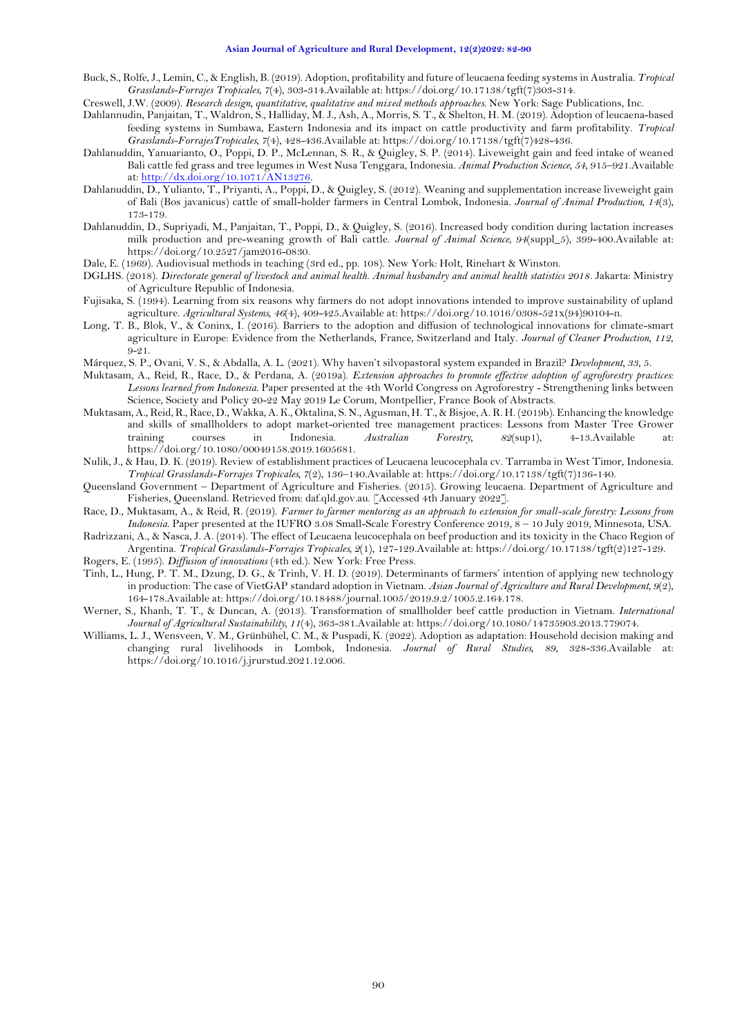Buck, S., Rolfe, J., Lemin, C., & English, B. (2019). Adoption, profitability and future of leucaena feeding systems in Australia. *Tropical Grasslands-Forrajes Tropicales, 7*(4), 303-314.Available at: https://doi.org/10.17138/tgft(7)303-314.

Creswell, J.W. (2009). *Research design, quantitative, qualitative and mixed methods approaches*. New York: Sage Publications, Inc.

Dahlannudin, Panjaitan, T., Waldron, S., Halliday, M. J., Ash, A., Morris, S. T., & Shelton, H. M. (2019). Adoption of leucaena-based feeding systems in Sumbawa, Eastern Indonesia and its impact on cattle productivity and farm profitability. *Tropical Grasslands-ForrajesTropicales, 7*(4), 428-436.Available at: https://doi.org/10.17138/tgft(7)428-436.

Dahlanuddin, Yanuarianto, O., Poppi, D. P., McLennan, S. R., & Quigley, S. P. (2014). Liveweight gain and feed intake of weaned Bali cattle fed grass and tree legumes in West Nusa Tenggara, Indonesia. *Animal Production Science, 54*, 915–921.Available at: http://dx.doi.org/10.1071/AN13276.

Dahlanuddin, D., Yulianto, T., Priyanti, A., Poppi, D., & Quigley, S. (2012). Weaning and supplementation increase liveweight gain of Bali (Bos javanicus) cattle of small-holder farmers in Central Lombok, Indonesia. *Journal of Animal Production, 14*(3), 173-179.

Dahlanuddin, D., Supriyadi, M., Panjaitan, T., Poppi, D., & Quigley, S. (2016). Increased body condition during lactation increases milk production and pre-weaning growth of Bali cattle. *Journal of Animal Science, 94*(suppl_5), 399-400.Available at: https://doi.org/10.2527/jam2016-0830.

Dale, E. (1969). Audiovisual methods in teaching (3rd ed., pp. 108). New York: Holt, Rinehart & Winston.

DGLHS. (2018). *Directorate general of livestock and animal health. Animal husbandry and animal health statistics 2018*. Jakarta: Ministry of Agriculture Republic of Indonesia.

Fujisaka, S. (1994). Learning from six reasons why farmers do not adopt innovations intended to improve sustainability of upland agriculture. *Agricultural Systems, 46*(4), 409-425.Available at: https://doi.org/10.1016/0308-521x(94)90104-n.

Long, T. B., Blok, V., & Coninx, I. (2016). Barriers to the adoption and diffusion of technological innovations for climate-smart agriculture in Europe: Evidence from the Netherlands, France, Switzerland and Italy. *Journal of Cleaner Production, 112*, 9-21.

Márquez, S. P., Ovani, V. S., & Abdalla, A. L. (2021). Why haven't silvopastoral system expanded in Brazil? *Development, 33*, 5.

Muktasam, A., Reid, R., Race, D., & Perdana, A. (2019a). *Extension approaches to promote effective adoption of agroforestry practices: Lessons learned from Indonesia*. Paper presented at the 4th World Congress on Agroforestry - Strengthening links between Science, Society and Policy 20-22 May 2019 Le Corum, Montpellier, France Book of Abstracts.

Muktasam, A., Reid, R., Race, D., Wakka, A. K., Oktalina, S. N., Agusman, H. T., & Bisjoe, A. R. H. (2019b). Enhancing the knowledge and skills of smallholders to adopt market-oriented tree management practices: Lessons from Master Tree Grower training courses in Indonesia. *Australian Forestry, 82*(sup1), 4-13.Available at: https://doi.org/10.1080/00049158.2019.1605681.

Nulik, J., & Hau, D. K. (2019). Review of establishment practices of Leucaena leucocephala cv. Tarramba in West Timor, Indonesia. *Tropical Grasslands-Forrajes Tropicales, 7*(2), 136–140.Available at: https://doi.org/10.17138/tgft(7)136-140.

Queensland Government – Department of Agriculture and Fisheries. (2015). Growing leucaena. Department of Agriculture and Fisheries, Queensland. Retrieved from: daf.qld.gov.au. [Accessed 4th January 2022].

Race, D., Muktasam, A., & Reid, R. (2019). *Farmer to farmer mentoring as an approach to extension for small-scale forestry: Lessons from Indonesia*. Paper presented at the IUFRO 3.08 Small-Scale Forestry Conference 2019, 8 – 10 July 2019, Minnesota, USA.

Radrizzani, A., & Nasca, J. A. (2014). The effect of Leucaena leucocephala on beef production and its toxicity in the Chaco Region of Argentina. *Tropical Grasslands-Forrajes Tropicales, 2*(1), 127-129.Available at: https://doi.org/10.17138/tgft(2)127-129.

Rogers, E. (1995). *Diffusion of innovations* (4th ed.). New York: Free Press.

Tinh, L., Hung, P. T. M., Dzung, D. G., & Trinh, V. H. D. (2019). Determinants of farmers' intention of applying new technology in production: The case of VietGAP standard adoption in Vietnam. *Asian Journal of Agriculture and Rural Development, 9*(2), 164–178.Available at: https://doi.org/10.18488/journal.1005/2019.9.2/1005.2.164.178.

Werner, S., Khanh, T. T., & Duncan, A. (2013). Transformation of smallholder beef cattle production in Vietnam. *International Journal of Agricultural Sustainability, 11*(4), 363-381.Available at: https://doi.org/10.1080/14735903.2013.779074.

Williams, L. J., Wensveen, V. M., Grünbühel, C. M., & Puspadi, K. (2022). Adoption as adaptation: Household decision making and changing rural livelihoods in Lombok, Indonesia. *Journal of Rural Studies, 89*, 328-336.Available at: https://doi.org/10.1016/j.jrurstud.2021.12.006.